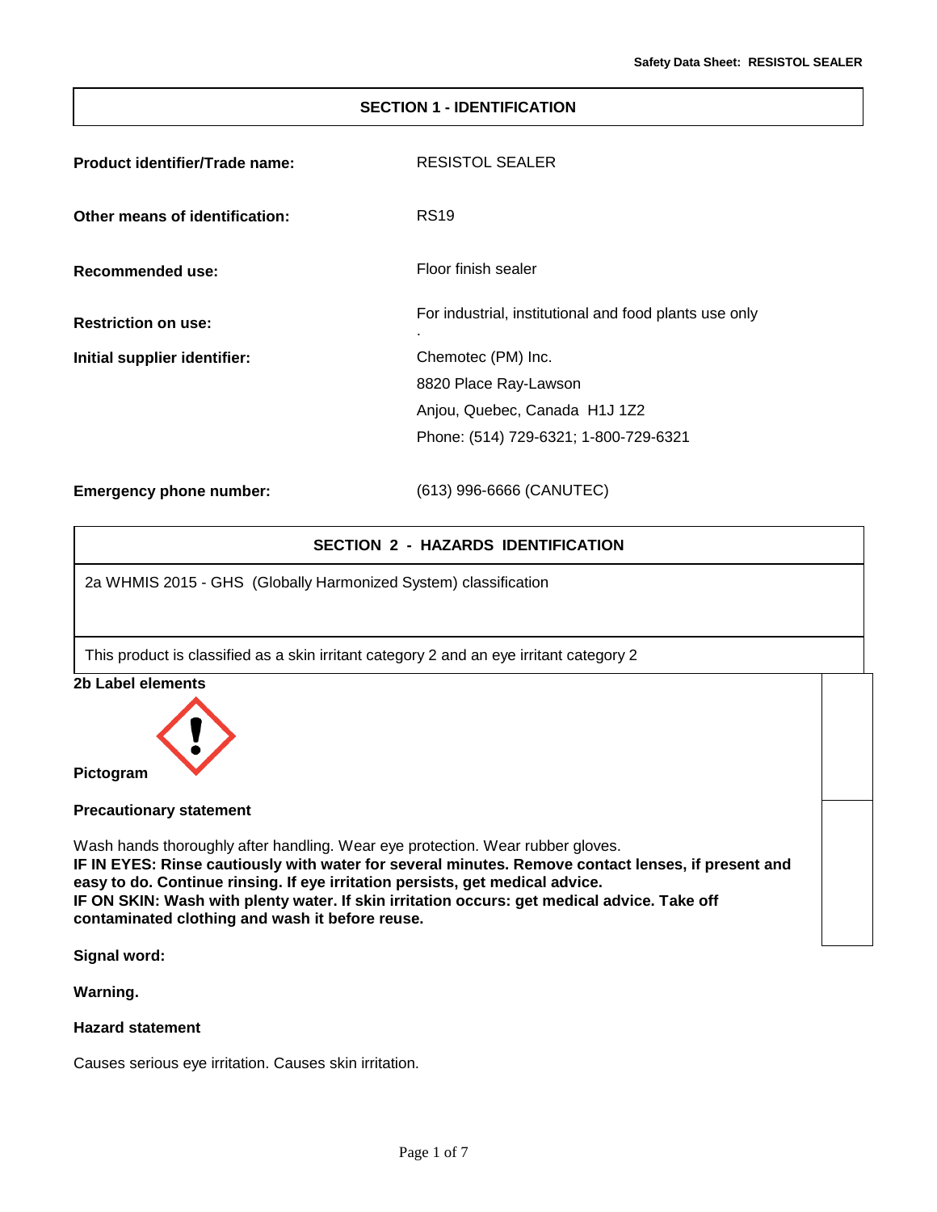## SECTION 1 - IDENTIFICATION

**Product identifier/Trade name:** RESISTOL SEALER

**Other means of identification:** RS19

**Recommended use:** Floor finish sealer

**Restriction on use:** For industrial, institutional and food plants use only .

**Initial supplier identifier:**
Chemotec (PM) Inc.
8820 Place Ray-Lawson
Anjou, Quebec, Canada H1J 1Z2
Phone: (514) 729-6321; 1-800-729-6321

**Emergency phone number:** (613) 996-6666 (CANUTEC)

## SECTION 2 - HAZARDS IDENTIFICATION

2a WHMIS 2015 - GHS (Globally Harmonized System) classification

This product is classified as a skin irritant category 2 and an eye irritant category 2

**2b Label elements**

**Pictogram**

**Precautionary statement**

Wash hands thoroughly after handling. Wear eye protection. Wear rubber gloves.
**IF IN EYES: Rinse cautiously with water for several minutes. Remove contact lenses, if present and easy to do. Continue rinsing. If eye irritation persists, get medical advice.**
**IF ON SKIN: Wash with plenty water. If skin irritation occurs: get medical advice. Take off contaminated clothing and wash it before reuse.**

**Signal word:**

**Warning.**

**Hazard statement**

Causes serious eye irritation. Causes skin irritation.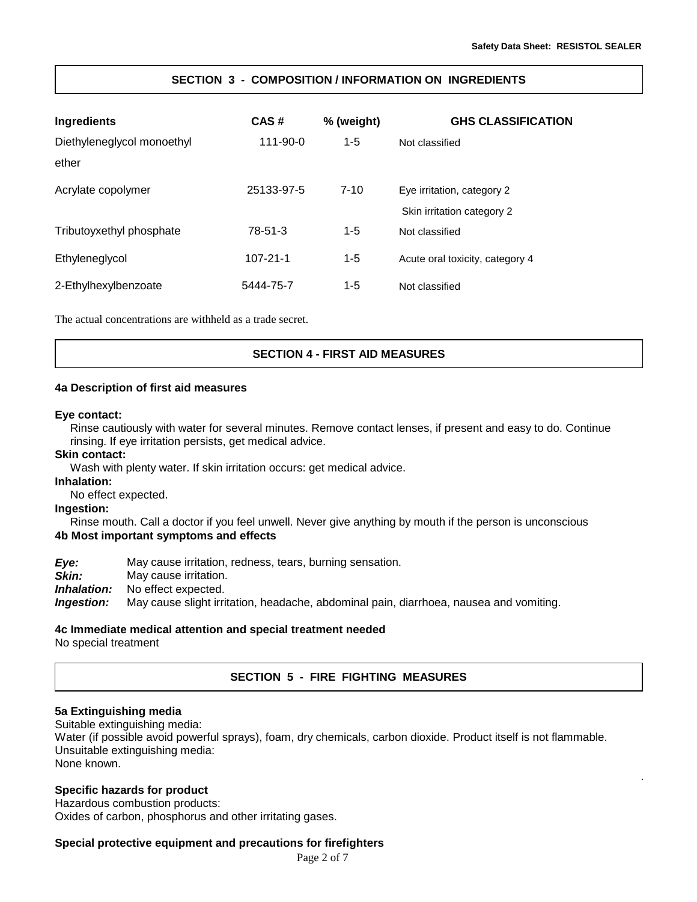## SECTION 3 - COMPOSITION / INFORMATION ON INGREDIENTS

| Ingredients | CAS # | % (weight) | GHS CLASSIFICATION |
|---|---|---|---|
| Diethyleneglycol monoethyl ether | 111-90-0 | 1-5 | Not classified |
| Acrylate copolymer | 25133-97-5 | 7-10 | Eye irritation, category 2<br>Skin irritation category 2 |
| Tributoyxethyl phosphate | 78-51-3 | 1-5 | Not classified |
| Ethyleneglycol | 107-21-1 | 1-5 | Acute oral toxicity, category 4 |
| 2-Ethylhexylbenzoate | 5444-75-7 | 1-5 | Not classified |

The actual concentrations are withheld as a trade secret.

## SECTION 4 - FIRST AID MEASURES

### 4a Description of first aid measures

**Eye contact:**
Rinse cautiously with water for several minutes. Remove contact lenses, if present and easy to do. Continue rinsing. If eye irritation persists, get medical advice.

**Skin contact:**
Wash with plenty water. If skin irritation occurs: get medical advice.

**Inhalation:**
No effect expected.

**Ingestion:**
Rinse mouth. Call a doctor if you feel unwell. Never give anything by mouth if the person is unconscious

### 4b Most important symptoms and effects

***Eye:*** May cause irritation, redness, tears, burning sensation.
***Skin:*** May cause irritation.
***Inhalation:*** No effect expected.
***Ingestion:*** May cause slight irritation, headache, abdominal pain, diarrhoea, nausea and vomiting.

### 4c Immediate medical attention and special treatment needed

No special treatment

## SECTION 5 - FIRE FIGHTING MEASURES

### 5a Extinguishing media

Suitable extinguishing media:
Water (if possible avoid powerful sprays), foam, dry chemicals, carbon dioxide. Product itself is not flammable.
Unsuitable extinguishing media:
None known.

### Specific hazards for product

Hazardous combustion products:
Oxides of carbon, phosphorus and other irritating gases.

### Special protective equipment and precautions for firefighters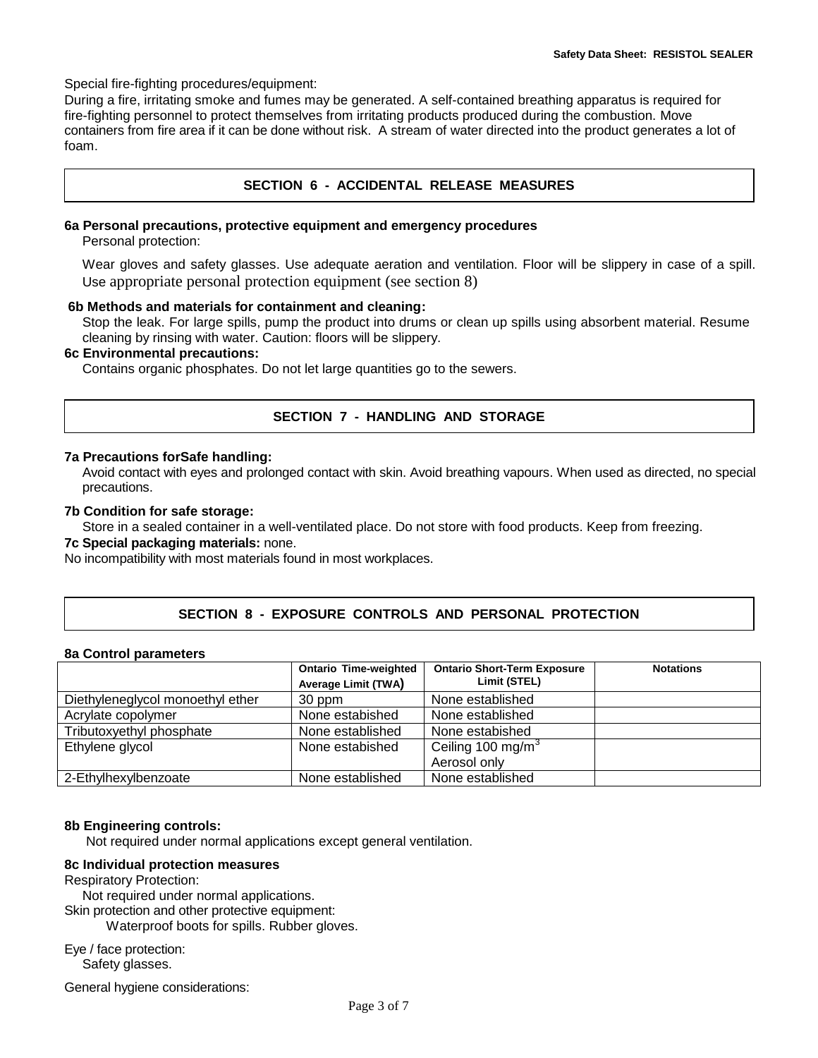Special fire-fighting procedures/equipment:
During a fire, irritating smoke and fumes may be generated. A self-contained breathing apparatus is required for fire-fighting personnel to protect themselves from irritating products produced during the combustion. Move containers from fire area if it can be done without risk. A stream of water directed into the product generates a lot of foam.

## SECTION 6 - ACCIDENTAL RELEASE MEASURES

**6a Personal precautions, protective equipment and emergency procedures**

Personal protection:

Wear gloves and safety glasses. Use adequate aeration and ventilation. Floor will be slippery in case of a spill. Use appropriate personal protection equipment (see section 8)

**6b Methods and materials for containment and cleaning:**

Stop the leak. For large spills, pump the product into drums or clean up spills using absorbent material. Resume cleaning by rinsing with water. Caution: floors will be slippery.

**6c Environmental precautions:**

Contains organic phosphates. Do not let large quantities go to the sewers.

## SECTION 7 - HANDLING AND STORAGE

**7a Precautions forSafe handling:**

Avoid contact with eyes and prolonged contact with skin. Avoid breathing vapours. When used as directed, no special precautions.

**7b Condition for safe storage:**

Store in a sealed container in a well-ventilated place. Do not store with food products. Keep from freezing.

**7c Special packaging materials:** none.

No incompatibility with most materials found in most workplaces.

## SECTION 8 - EXPOSURE CONTROLS AND PERSONAL PROTECTION

**8a Control parameters**

| | Ontario Time-weighted Average Limit (TWA) | Ontario Short-Term Exposure Limit (STEL) | Notations |
|---|---|---|---|
| Diethyleneglycol monoethyl ether | 30 ppm | None established | |
| Acrylate copolymer | None estabished | None established | |
| Tributoxyethyl phosphate | None established | None estabished | |
| Ethylene glycol | None estabished | Ceiling 100 mg/m$^3$ Aerosol only | |
| 2-Ethylhexylbenzoate | None established | None established | |

**8b Engineering controls:**

Not required under normal applications except general ventilation.

**8c Individual protection measures**

Respiratory Protection:

Not required under normal applications.

Skin protection and other protective equipment:

Waterproof boots for spills. Rubber gloves.

Eye / face protection:

Safety glasses.

General hygiene considerations: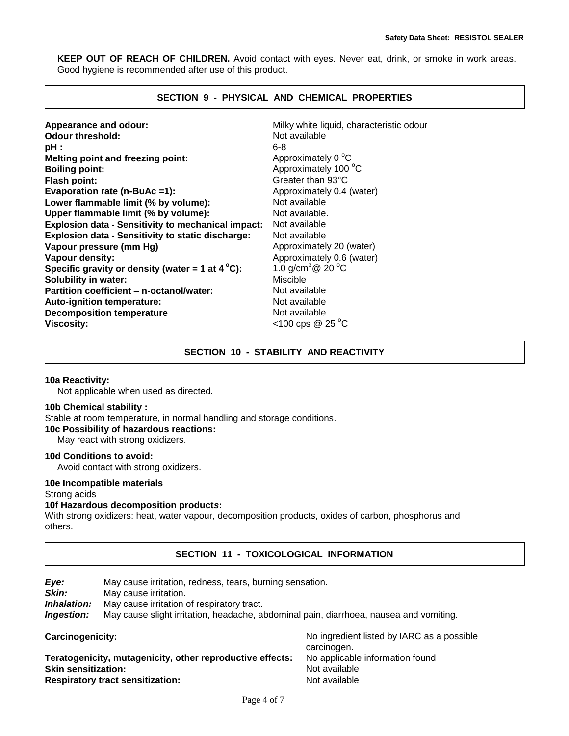**KEEP OUT OF REACH OF CHILDREN.** Avoid contact with eyes. Never eat, drink, or smoke in work areas. Good hygiene is recommended after use of this product.

## SECTION 9 - PHYSICAL AND CHEMICAL PROPERTIES

| | |
|---|---|
| **Appearance and odour:** | Milky white liquid, characteristic odour |
| **Odour threshold:** | Not available |
| **pH :** | 6-8 |
| **Melting point and freezing point:** | Approximately 0 $^{o}$C |
| **Boiling point:** | Approximately 100 $^{o}$C |
| **Flash point:** | Greater than 93°C |
| **Evaporation rate (n-BuAc =1):** | Approximately 0.4 (water) |
| **Lower flammable limit (% by volume):** | Not available |
| **Upper flammable limit (% by volume):** | Not available. |
| **Explosion data - Sensitivity to mechanical impact:** | Not available |
| **Explosion data - Sensitivity to static discharge:** | Not available |
| **Vapour pressure (mm Hg)** | Approximately 20 (water) |
| **Vapour density:** | Approximately 0.6 (water) |
| **Specific gravity or density (water = 1 at 4 $^{o}$C):** | 1.0 g/cm$^3$@ 20 $^{o}$C |
| **Solubility in water:** | Miscible |
| **Partition coefficient – n-octanol/water:** | Not available |
| **Auto-ignition temperature:** | Not available |
| **Decomposition temperature** | Not available |
| **Viscosity:** | <100 cps @ 25 $^{o}$C |

## SECTION 10 - STABILITY AND REACTIVITY

**10a Reactivity:**
Not applicable when used as directed.

**10b Chemical stability :**
Stable at room temperature, in normal handling and storage conditions.

**10c Possibility of hazardous reactions:**
May react with strong oxidizers.

**10d Conditions to avoid:**
Avoid contact with strong oxidizers.

**10e Incompatible materials**
Strong acids

**10f Hazardous decomposition products:**
With strong oxidizers: heat, water vapour, decomposition products, oxides of carbon, phosphorus and others.

## SECTION 11 - TOXICOLOGICAL INFORMATION

***Eye:*** May cause irritation, redness, tears, burning sensation.
***Skin:*** May cause irritation.
***Inhalation:*** May cause irritation of respiratory tract.
***Ingestion:*** May cause slight irritation, headache, abdominal pain, diarrhoea, nausea and vomiting.

| | |
|---|---|
| **Carcinogenicity:** | No ingredient listed by IARC as a possible carcinogen. |
| **Teratogenicity, mutagenicity, other reproductive effects:** | No applicable information found |
| **Skin sensitization:** | Not available |
| **Respiratory tract sensitization:** | Not available |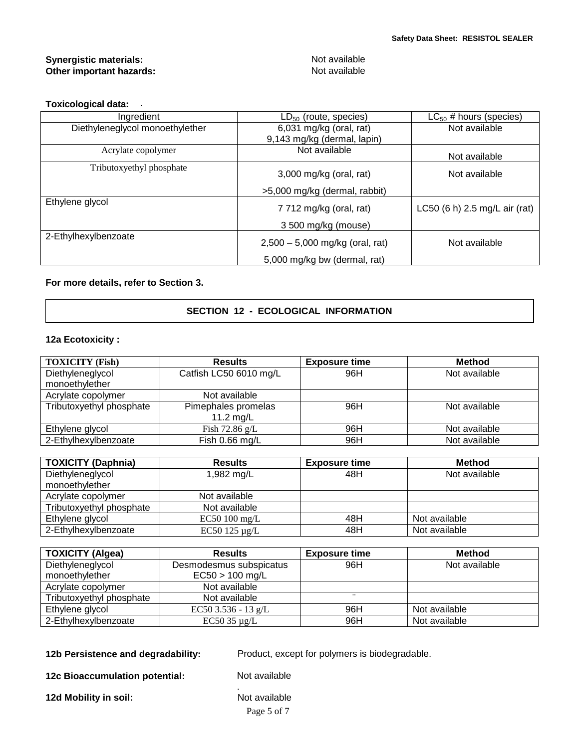**Synergistic materials:** Not available

**Other important hazards:** Not available

**Toxicological data:**

| Ingredient | $LD_{50}$ (route, species) | $LC_{50}$ # hours (species) |
|---|---|---|
| Diethyleneglycol monoethylether | 6,031 mg/kg (oral, rat) 9,143 mg/kg (dermal, lapin) | Not available |
| Acrylate copolymer | Not available | Not available |
| Tributoxyethyl phosphate | 3,000 mg/kg (oral, rat) >5,000 mg/kg (dermal, rabbit) | Not available |
| Ethylene glycol | 7 712 mg/kg (oral, rat) 3 500 mg/kg (mouse) | LC50 (6 h) 2.5 mg/L air (rat) |
| 2-Ethylhexylbenzoate | 2,500 – 5,000 mg/kg (oral, rat) 5,000 mg/kg bw (dermal, rat) | Not available |

**For more details, refer to Section 3.**

## SECTION 12 - ECOLOGICAL INFORMATION

**12a Ecotoxicity :**

| TOXICITY (Fish) | Results | Exposure time | Method |
|---|---|---|---|
| Diethyleneglycol monoethylether | Catfish LC50 6010 mg/L | 96H | Not available |
| Acrylate copolymer | Not available | | |
| Tributoxyethyl phosphate | Pimephales promelas 11.2 mg/L | 96H | Not available |
| Ethylene glycol | Fish 72.86 g/L | 96H | Not available |
| 2-Ethylhexylbenzoate | Fish 0.66 mg/L | 96H | Not available |

| TOXICITY (Daphnia) | Results | Exposure time | Method |
|---|---|---|---|
| Diethyleneglycol monoethylether | 1,982 mg/L | 48H | Not available |
| Acrylate copolymer | Not available | | |
| Tributoxyethyl phosphate | Not available | | |
| Ethylene glycol | EC50 100 mg/L | 48H | Not available |
| 2-Ethylhexylbenzoate | EC50 125 µg/L | 48H | Not available |

| TOXICITY (Algea) | Results | Exposure time | Method |
|---|---|---|---|
| Diethyleneglycol monoethylether | Desmodesmus subspicatus EC50 > 100 mg/L | 96H | Not available |
| Acrylate copolymer | Not available | | |
| Tributoxyethyl phosphate | Not available | .. | |
| Ethylene glycol | EC50 3.536 - 13 g/L | 96H | Not available |
| 2-Ethylhexylbenzoate | EC50 35 µg/L | 96H | Not available |

**12b Persistence and degradability:** Product, except for polymers is biodegradable.

**12c Bioaccumulation potential:** Not available

**12d Mobility in soil:** Not available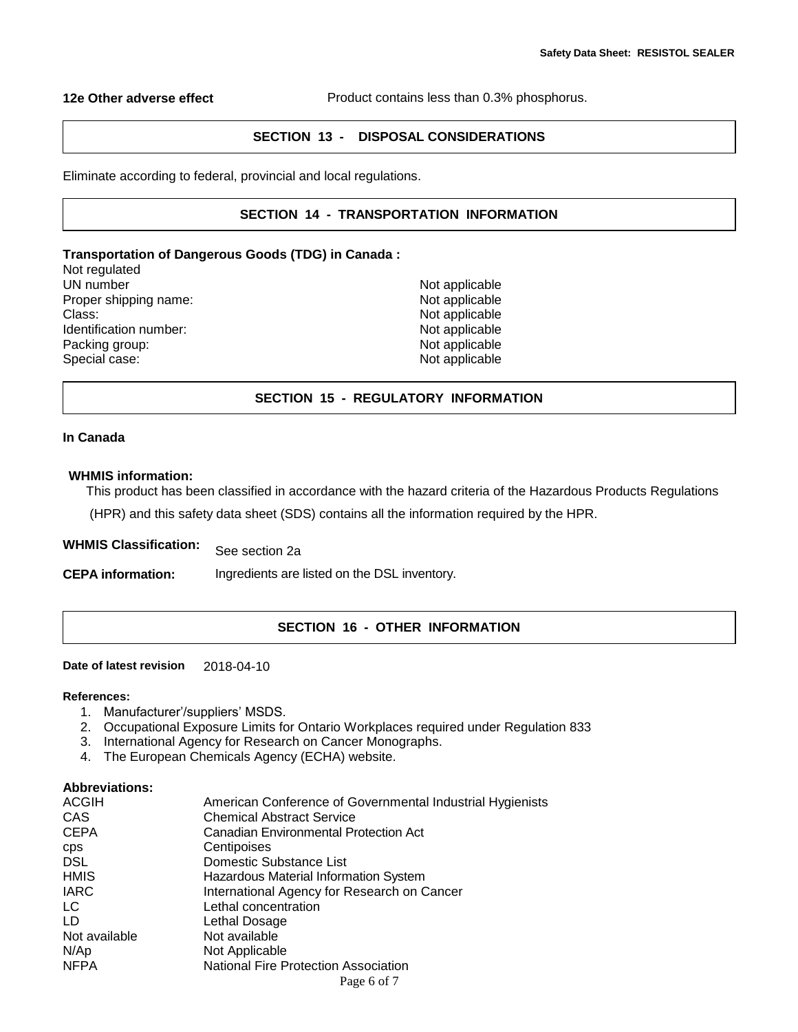**12e Other adverse effect** Product contains less than 0.3% phosphorus.

## SECTION 13 - DISPOSAL CONSIDERATIONS

Eliminate according to federal, provincial and local regulations.

## SECTION 14 - TRANSPORTATION INFORMATION

**Transportation of Dangerous Goods (TDG) in Canada :**

Not regulated

| | |
|---|---|
| UN number | Not applicable |
| Proper shipping name: | Not applicable |
| Class: | Not applicable |
| Identification number: | Not applicable |
| Packing group: | Not applicable |
| Special case: | Not applicable |

## SECTION 15 - REGULATORY INFORMATION

**In Canada**

**WHMIS information:**

This product has been classified in accordance with the hazard criteria of the Hazardous Products Regulations (HPR) and this safety data sheet (SDS) contains all the information required by the HPR.

**WHMIS Classification:** See section 2a

**CEPA information:** Ingredients are listed on the DSL inventory.

## SECTION 16 - OTHER INFORMATION

**Date of latest revision** 2018-04-10

**References:**

1. Manufacturer'/suppliers' MSDS.
2. Occupational Exposure Limits for Ontario Workplaces required under Regulation 833
3. International Agency for Research on Cancer Monographs.
4. The European Chemicals Agency (ECHA) website.

**Abbreviations:**

| | |
|---|---|
| ACGIH | American Conference of Governmental Industrial Hygienists |
| CAS | Chemical Abstract Service |
| CEPA | Canadian Environmental Protection Act |
| cps | Centipoises |
| DSL | Domestic Substance List |
| HMIS | Hazardous Material Information System |
| IARC | International Agency for Research on Cancer |
| LC | Lethal concentration |
| LD | Lethal Dosage |
| Not available | Not available |
| N/Ap | Not Applicable |
| NFPA | National Fire Protection Association |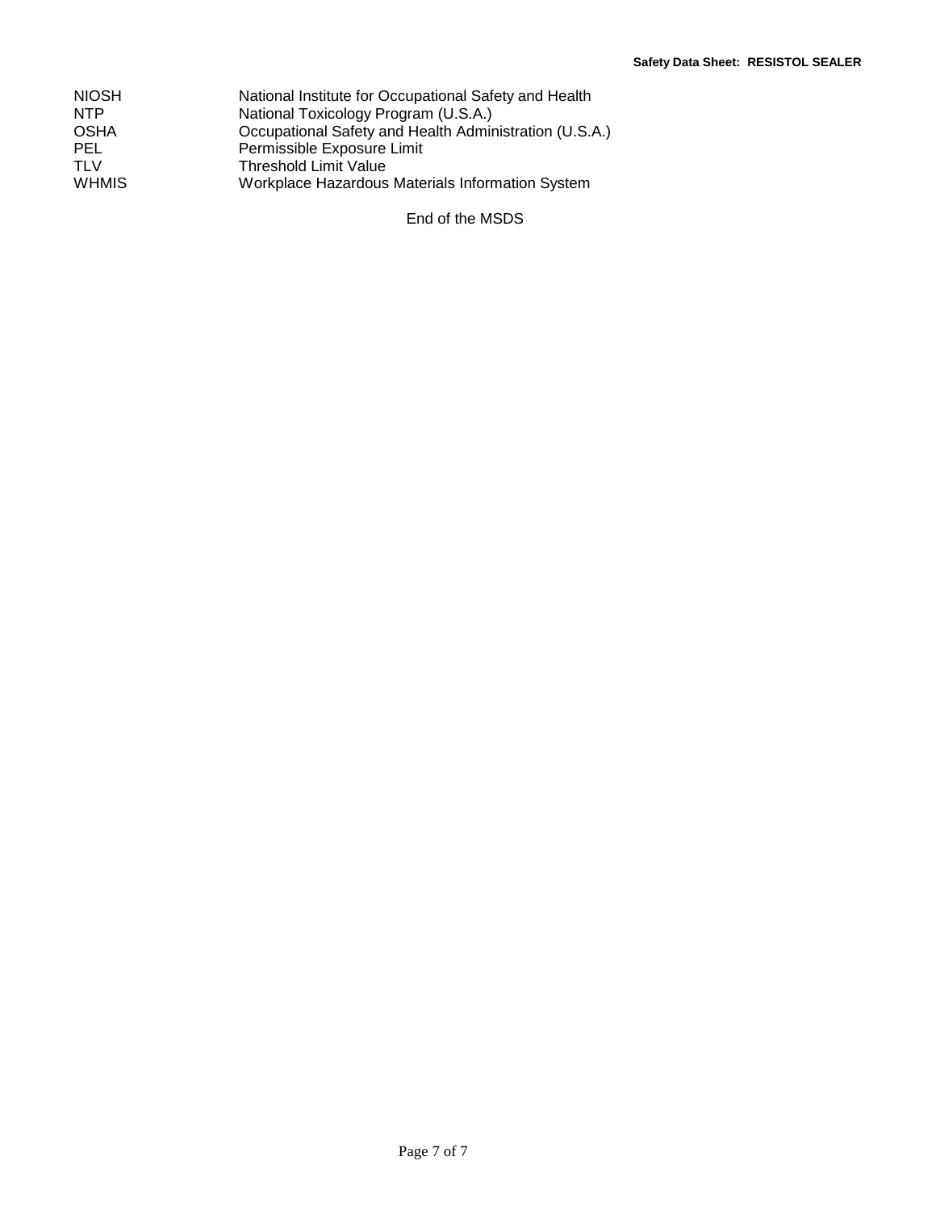| | |
|---|---|
| NIOSH | National Institute for Occupational Safety and Health |
| NTP | National Toxicology Program (U.S.A.) |
| OSHA | Occupational Safety and Health Administration (U.S.A.) |
| PEL | Permissible Exposure Limit |
| TLV | Threshold Limit Value |
| WHMIS | Workplace Hazardous Materials Information System |

End of the MSDS